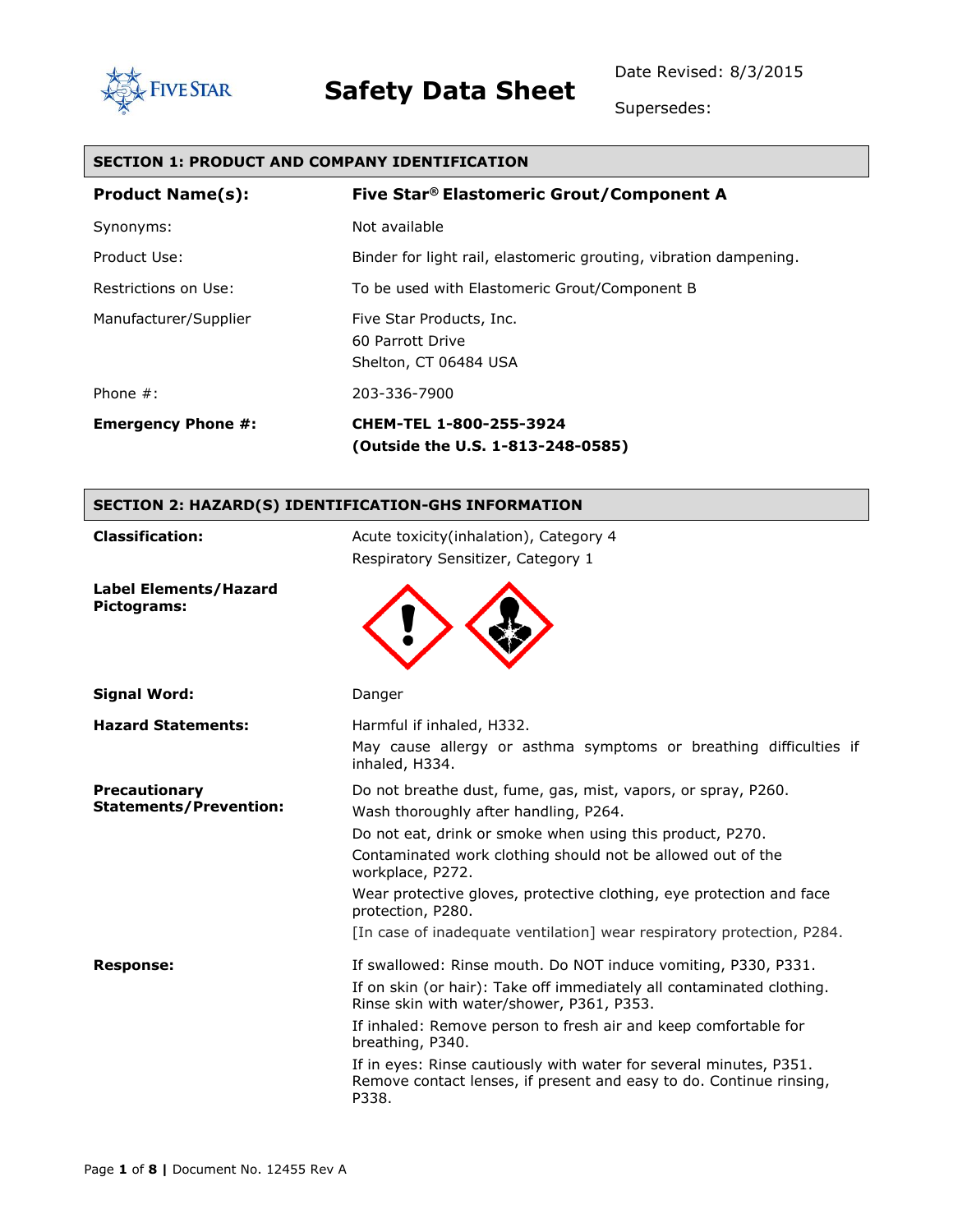# Safety Data Sheet

Date Revised: 8/3/2015

Supersedes:

## SECTION 1: PRODUCT AND COMPANY IDENTIFICATION

| | |
|---|---|
| **Product Name(s):** | **Five Star® Elastomeric Grout/Component A** |
| Synonyms: | Not available |
| Product Use: | Binder for light rail, elastomeric grouting, vibration dampening. |
| Restrictions on Use: | To be used with Elastomeric Grout/Component B |
| Manufacturer/Supplier | Five Star Products, Inc.<br>60 Parrott Drive<br>Shelton, CT 06484 USA |
| Phone #: | 203-336-7900 |
| **Emergency Phone #:** | **CHEM-TEL 1-800-255-3924**<br>**(Outside the U.S. 1-813-248-0585)** |

## SECTION 2: HAZARD(S) IDENTIFICATION-GHS INFORMATION

**Classification:**

Acute toxicity(inhalation), Category 4

Respiratory Sensitizer, Category 1

**Label Elements/Hazard Pictograms:**

**Signal Word:** Danger

**Hazard Statements:**

Harmful if inhaled, H332.

May cause allergy or asthma symptoms or breathing difficulties if inhaled, H334.

**Precautionary Statements/Prevention:**

Do not breathe dust, fume, gas, mist, vapors, or spray, P260.

Wash thoroughly after handling, P264.

Do not eat, drink or smoke when using this product, P270.

Contaminated work clothing should not be allowed out of the workplace, P272.

Wear protective gloves, protective clothing, eye protection and face protection, P280.

[In case of inadequate ventilation] wear respiratory protection, P284.

**Response:**

If swallowed: Rinse mouth. Do NOT induce vomiting, P330, P331.

If on skin (or hair): Take off immediately all contaminated clothing. Rinse skin with water/shower, P361, P353.

If inhaled: Remove person to fresh air and keep comfortable for breathing, P340.

If in eyes: Rinse cautiously with water for several minutes, P351. Remove contact lenses, if present and easy to do. Continue rinsing, P338.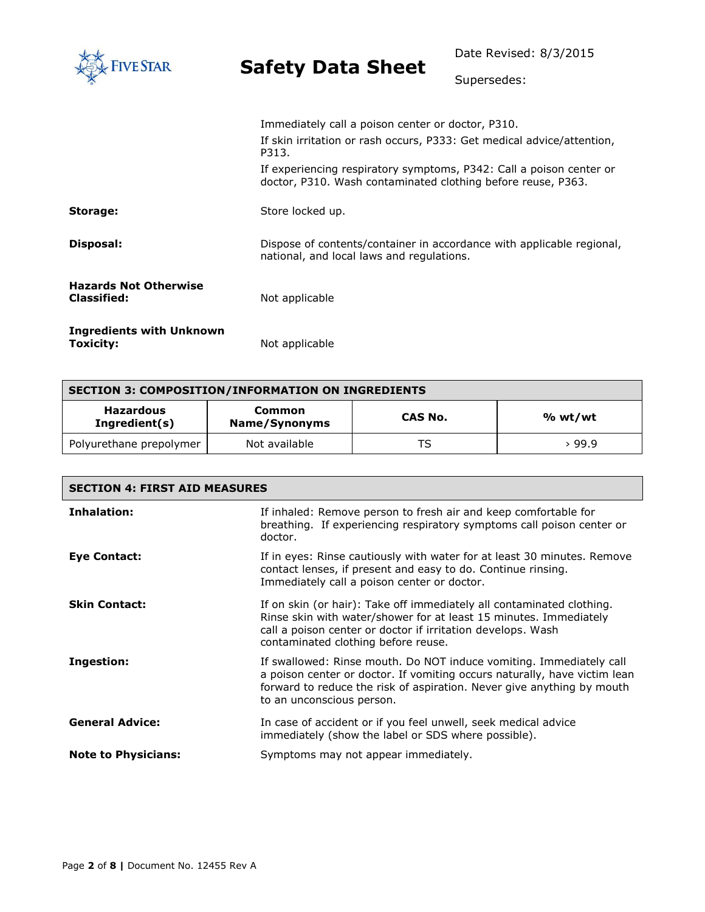Immediately call a poison center or doctor, P310.

If skin irritation or rash occurs, P333: Get medical advice/attention, P313.

If experiencing respiratory symptoms, P342: Call a poison center or doctor, P310. Wash contaminated clothing before reuse, P363.

**Storage:** Store locked up.

**Disposal:** Dispose of contents/container in accordance with applicable regional, national, and local laws and regulations.

**Hazards Not Otherwise Classified:** Not applicable

**Ingredients with Unknown Toxicity:** Not applicable

## SECTION 3: COMPOSITION/INFORMATION ON INGREDIENTS

| Hazardous Ingredient(s) | Common Name/Synonyms | CAS No. | % wt/wt |
|---|---|---|---|
| Polyurethane prepolymer | Not available | TS | › 99.9 |

## SECTION 4: FIRST AID MEASURES

**Inhalation:** If inhaled: Remove person to fresh air and keep comfortable for breathing. If experiencing respiratory symptoms call poison center or doctor.

**Eye Contact:** If in eyes: Rinse cautiously with water for at least 30 minutes. Remove contact lenses, if present and easy to do. Continue rinsing. Immediately call a poison center or doctor.

**Skin Contact:** If on skin (or hair): Take off immediately all contaminated clothing. Rinse skin with water/shower for at least 15 minutes. Immediately call a poison center or doctor if irritation develops. Wash contaminated clothing before reuse.

**Ingestion:** If swallowed: Rinse mouth. Do NOT induce vomiting. Immediately call a poison center or doctor. If vomiting occurs naturally, have victim lean forward to reduce the risk of aspiration. Never give anything by mouth to an unconscious person.

**General Advice:** In case of accident or if you feel unwell, seek medical advice immediately (show the label or SDS where possible).

**Note to Physicians:** Symptoms may not appear immediately.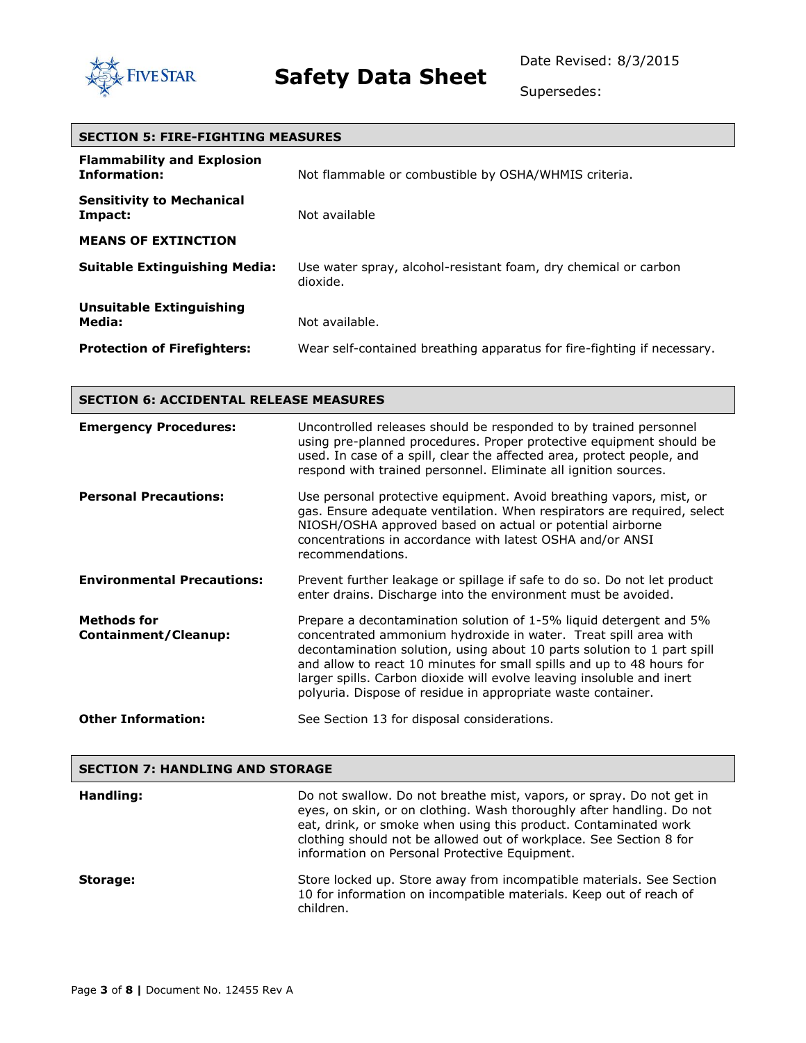## SECTION 5: FIRE-FIGHTING MEASURES

| | |
|---|---|
| **Flammability and Explosion Information:** | Not flammable or combustible by OSHA/WHMIS criteria. |
| **Sensitivity to Mechanical Impact:** | Not available |
| **MEANS OF EXTINCTION** | |
| **Suitable Extinguishing Media:** | Use water spray, alcohol-resistant foam, dry chemical or carbon dioxide. |
| **Unsuitable Extinguishing Media:** | Not available. |
| **Protection of Firefighters:** | Wear self-contained breathing apparatus for fire-fighting if necessary. |

## SECTION 6: ACCIDENTAL RELEASE MEASURES

| | |
|---|---|
| **Emergency Procedures:** | Uncontrolled releases should be responded to by trained personnel using pre-planned procedures. Proper protective equipment should be used. In case of a spill, clear the affected area, protect people, and respond with trained personnel. Eliminate all ignition sources. |
| **Personal Precautions:** | Use personal protective equipment. Avoid breathing vapors, mist, or gas. Ensure adequate ventilation. When respirators are required, select NIOSH/OSHA approved based on actual or potential airborne concentrations in accordance with latest OSHA and/or ANSI recommendations. |
| **Environmental Precautions:** | Prevent further leakage or spillage if safe to do so. Do not let product enter drains. Discharge into the environment must be avoided. |
| **Methods for Containment/Cleanup:** | Prepare a decontamination solution of 1-5% liquid detergent and 5% concentrated ammonium hydroxide in water. Treat spill area with decontamination solution, using about 10 parts solution to 1 part spill and allow to react 10 minutes for small spills and up to 48 hours for larger spills. Carbon dioxide will evolve leaving insoluble and inert polyuria. Dispose of residue in appropriate waste container. |
| **Other Information:** | See Section 13 for disposal considerations. |

## SECTION 7: HANDLING AND STORAGE

| | |
|---|---|
| **Handling:** | Do not swallow. Do not breathe mist, vapors, or spray. Do not get in eyes, on skin, or on clothing. Wash thoroughly after handling. Do not eat, drink, or smoke when using this product. Contaminated work clothing should not be allowed out of workplace. See Section 8 for information on Personal Protective Equipment. |
| **Storage:** | Store locked up. Store away from incompatible materials. See Section 10 for information on incompatible materials. Keep out of reach of children. |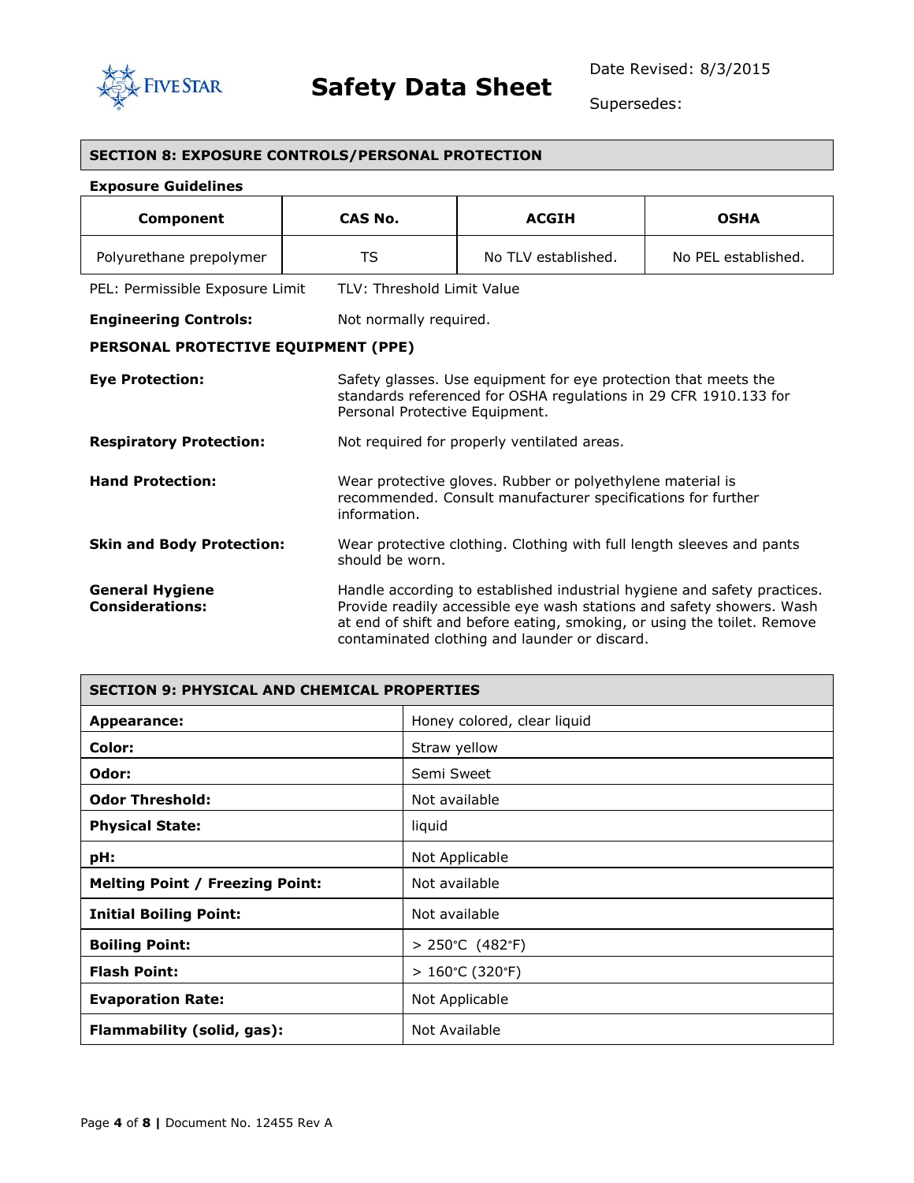## SECTION 8: EXPOSURE CONTROLS/PERSONAL PROTECTION

**Exposure Guidelines**

| Component | CAS No. | ACGIH | OSHA |
|---|---|---|---|
| Polyurethane prepolymer | TS | No TLV established. | No PEL established. |

PEL: Permissible Exposure Limit    TLV: Threshold Limit Value

**Engineering Controls:** Not normally required.

**PERSONAL PROTECTIVE EQUIPMENT (PPE)**

**Eye Protection:** Safety glasses. Use equipment for eye protection that meets the standards referenced for OSHA regulations in 29 CFR 1910.133 for Personal Protective Equipment.

**Respiratory Protection:** Not required for properly ventilated areas.

**Hand Protection:** Wear protective gloves. Rubber or polyethylene material is recommended. Consult manufacturer specifications for further information.

**Skin and Body Protection:** Wear protective clothing. Clothing with full length sleeves and pants should be worn.

**General Hygiene Considerations:** Handle according to established industrial hygiene and safety practices. Provide readily accessible eye wash stations and safety showers. Wash at end of shift and before eating, smoking, or using the toilet. Remove contaminated clothing and launder or discard.

## SECTION 9: PHYSICAL AND CHEMICAL PROPERTIES

| Property | Value |
|---|---|
| **Appearance:** | Honey colored, clear liquid |
| **Color:** | Straw yellow |
| **Odor:** | Semi Sweet |
| **Odor Threshold:** | Not available |
| **Physical State:** | liquid |
| **pH:** | Not Applicable |
| **Melting Point / Freezing Point:** | Not available |
| **Initial Boiling Point:** | Not available |
| **Boiling Point:** | > 250°C (482°F) |
| **Flash Point:** | > 160°C (320°F) |
| **Evaporation Rate:** | Not Applicable |
| **Flammability (solid, gas):** | Not Available |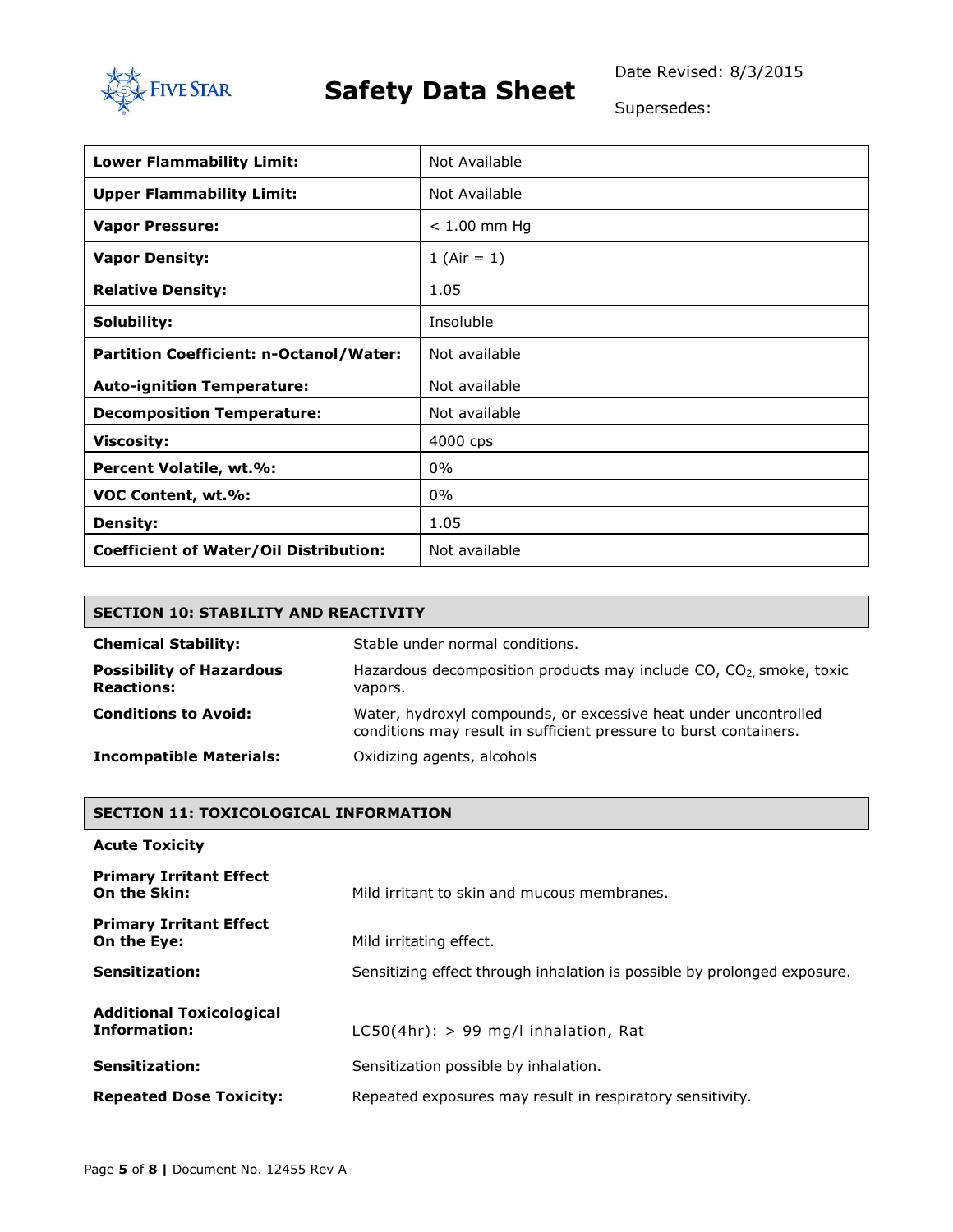| Lower Flammability Limit: | Not Available |
| --- | --- |
| Upper Flammability Limit: | Not Available |
| Vapor Pressure: | < 1.00 mm Hg |
| Vapor Density: | 1 (Air = 1) |
| Relative Density: | 1.05 |
| Solubility: | Insoluble |
| Partition Coefficient: n-Octanol/Water: | Not available |
| Auto-ignition Temperature: | Not available |
| Decomposition Temperature: | Not available |
| Viscosity: | 4000 cps |
| Percent Volatile, wt.%: | 0% |
| VOC Content, wt.%: | 0% |
| Density: | 1.05 |
| Coefficient of Water/Oil Distribution: | Not available |

## SECTION 10: STABILITY AND REACTIVITY

**Chemical Stability:** Stable under normal conditions.

**Possibility of Hazardous Reactions:** Hazardous decomposition products may include CO, $CO_2$, smoke, toxic vapors.

**Conditions to Avoid:** Water, hydroxyl compounds, or excessive heat under uncontrolled conditions may result in sufficient pressure to burst containers.

**Incompatible Materials:** Oxidizing agents, alcohols

## SECTION 11: TOXICOLOGICAL INFORMATION

**Acute Toxicity**

**Primary Irritant Effect On the Skin:** Mild irritant to skin and mucous membranes.

**Primary Irritant Effect On the Eye:** Mild irritating effect.

**Sensitization:** Sensitizing effect through inhalation is possible by prolonged exposure.

**Additional Toxicological Information:** LC50(4hr): > 99 mg/l inhalation, Rat

**Sensitization:** Sensitization possible by inhalation.

**Repeated Dose Toxicity:** Repeated exposures may result in respiratory sensitivity.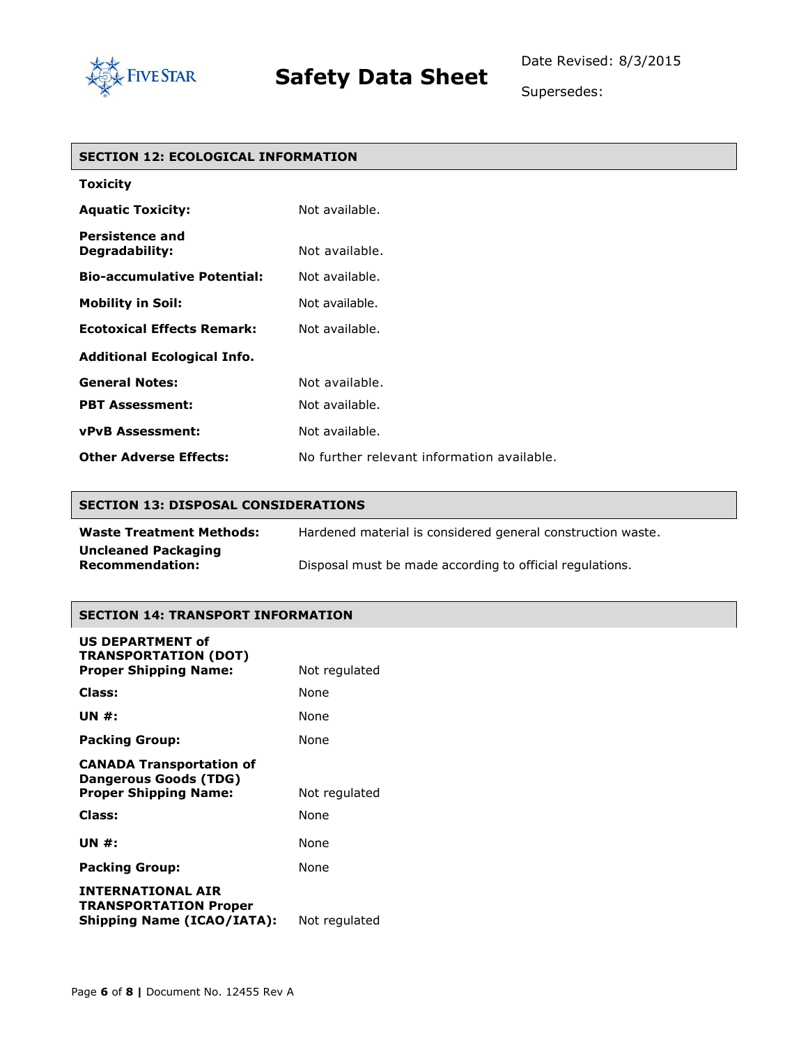## SECTION 12: ECOLOGICAL INFORMATION

**Toxicity**

| | |
|---|---|
| **Aquatic Toxicity:** | Not available. |
| **Persistence and Degradability:** | Not available. |
| **Bio-accumulative Potential:** | Not available. |
| **Mobility in Soil:** | Not available. |
| **Ecotoxical Effects Remark:** | Not available. |

**Additional Ecological Info.**

| | |
|---|---|
| **General Notes:** | Not available. |
| **PBT Assessment:** | Not available. |
| **vPvB Assessment:** | Not available. |
| **Other Adverse Effects:** | No further relevant information available. |

## SECTION 13: DISPOSAL CONSIDERATIONS

| | |
|---|---|
| **Waste Treatment Methods:** | Hardened material is considered general construction waste. |
| **Uncleaned Packaging Recommendation:** | Disposal must be made according to official regulations. |

## SECTION 14: TRANSPORT INFORMATION

**US DEPARTMENT of TRANSPORTATION (DOT)**

| | |
|---|---|
| **Proper Shipping Name:** | Not regulated |
| **Class:** | None |
| **UN #:** | None |
| **Packing Group:** | None |

**CANADA Transportation of Dangerous Goods (TDG)**

| | |
|---|---|
| **Proper Shipping Name:** | Not regulated |
| **Class:** | None |
| **UN #:** | None |
| **Packing Group:** | None |

**INTERNATIONAL AIR TRANSPORTATION Proper Shipping Name (ICAO/IATA):** Not regulated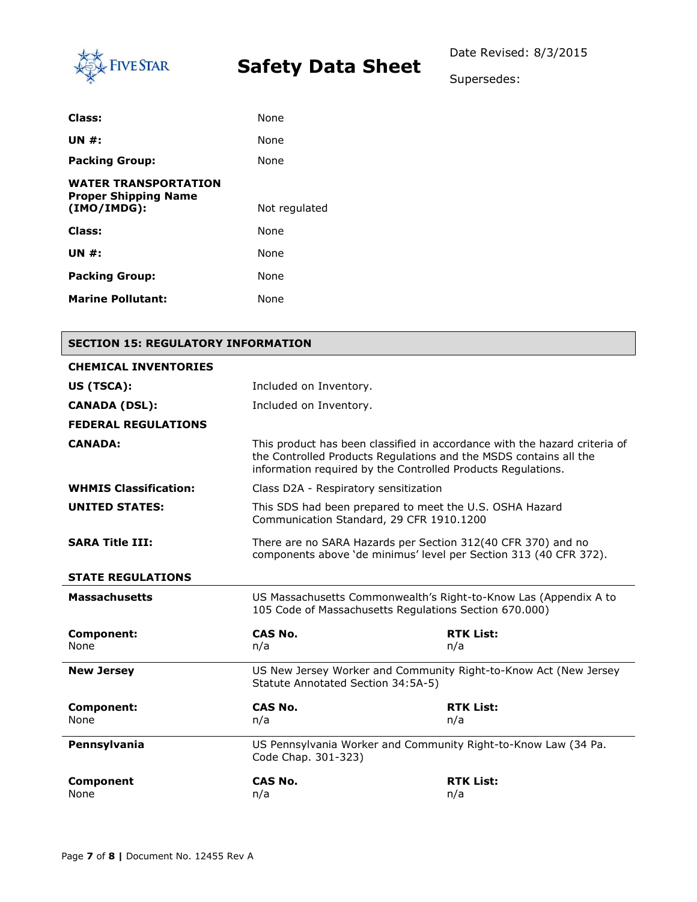| | |
|---|---|
| **Class:** | None |
| **UN #:** | None |
| **Packing Group:** | None |
| **WATER TRANSPORTATION Proper Shipping Name (IMO/IMDG):** | Not regulated |
| **Class:** | None |
| **UN #:** | None |
| **Packing Group:** | None |
| **Marine Pollutant:** | None |

## SECTION 15: REGULATORY INFORMATION

**CHEMICAL INVENTORIES**

| | |
|---|---|
| **US (TSCA):** | Included on Inventory. |
| **CANADA (DSL):** | Included on Inventory. |

**FEDERAL REGULATIONS**

| | |
|---|---|
| **CANADA:** | This product has been classified in accordance with the hazard criteria of the Controlled Products Regulations and the MSDS contains all the information required by the Controlled Products Regulations. |
| **WHMIS Classification:** | Class D2A - Respiratory sensitization |
| **UNITED STATES:** | This SDS had been prepared to meet the U.S. OSHA Hazard Communication Standard, 29 CFR 1910.1200 |
| **SARA Title III:** | There are no SARA Hazards per Section 312(40 CFR 370) and no components above 'de minimus' level per Section 313 (40 CFR 372). |

**STATE REGULATIONS**

**Massachusetts** — US Massachusetts Commonwealth's Right-to-Know Las (Appendix A to 105 Code of Massachusetts Regulations Section 670.000)

| Component: | CAS No. | RTK List: |
|---|---|---|
| None | n/a | n/a |

**New Jersey** — US New Jersey Worker and Community Right-to-Know Act (New Jersey Statute Annotated Section 34:5A-5)

| Component: | CAS No. | RTK List: |
|---|---|---|
| None | n/a | n/a |

**Pennsylvania** — US Pennsylvania Worker and Community Right-to-Know Law (34 Pa. Code Chap. 301-323)

| Component | CAS No. | RTK List: |
|---|---|---|
| None | n/a | n/a |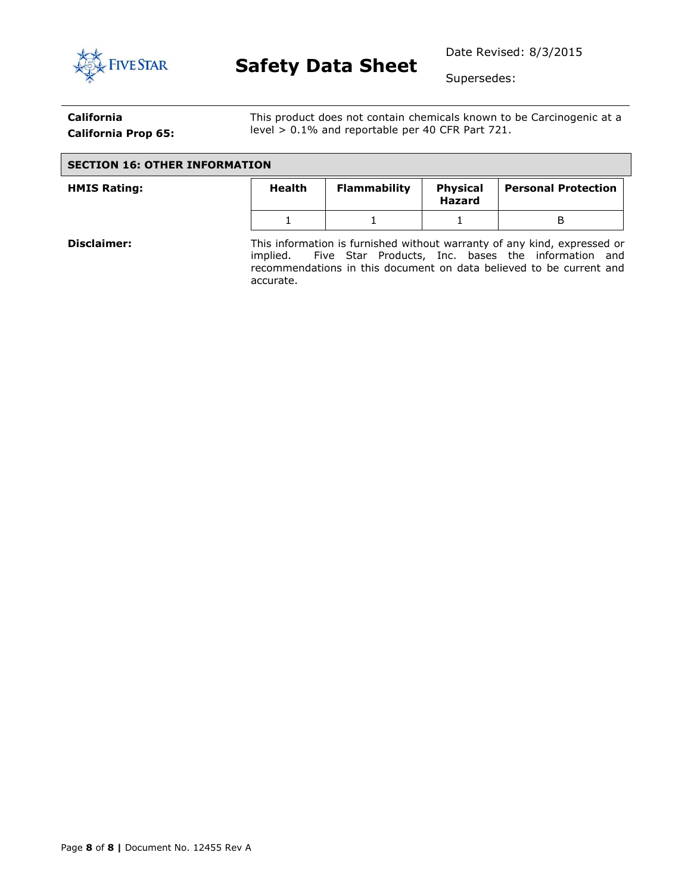**California**

**California Prop 65:** This product does not contain chemicals known to be Carcinogenic at a level > 0.1% and reportable per 40 CFR Part 721.

## SECTION 16: OTHER INFORMATION

**HMIS Rating:**

| Health | Flammability | Physical Hazard | Personal Protection |
|---|---|---|---|
| 1 | 1 | 1 | B |

**Disclaimer:** This information is furnished without warranty of any kind, expressed or implied. Five Star Products, Inc. bases the information and recommendations in this document on data believed to be current and accurate.